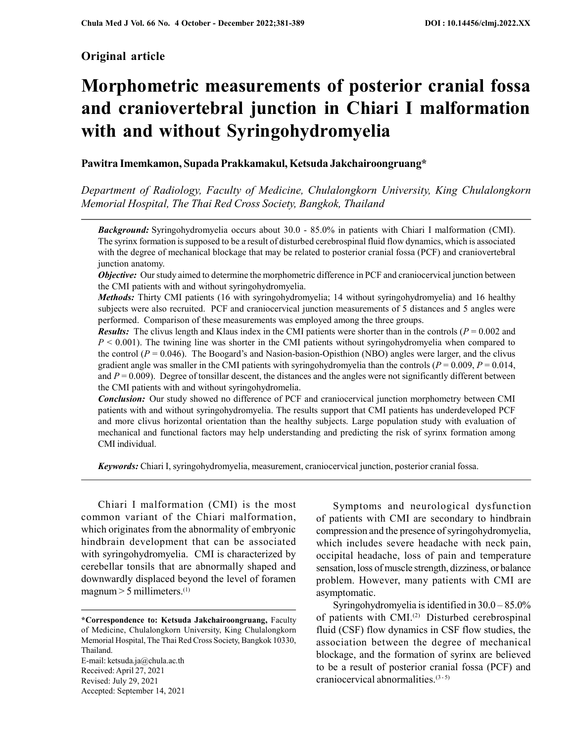## Original article

# Morphometric measurements of posterior cranial fossa and craniovertebral junction in Chiari I malformation with and without Syringohydromyelia

**Pawitra Imemkamon, Supada Prakkamakul, Ketsuda Jakchairoongruang***

*Department of Radiology, Faculty of Medicine, Chulalongkorn University, King Chulalongkorn Memorial Hospital, The Thai Red Cross Society, Bangkok, Thailand*

---

***Background:*** Syringohydromyelia occurs about 30.0 - 85.0% in patients with Chiari I malformation (CMI). The syrinx formation is supposed to be a result of disturbed cerebrospinal fluid flow dynamics, which is associated with the degree of mechanical blockage that may be related to posterior cranial fossa (PCF) and craniovertebral junction anatomy.

***Objective:*** Our study aimed to determine the morphometric difference in PCF and craniocervical junction between the CMI patients with and without syringohydromyelia.

***Methods:*** Thirty CMI patients (16 with syringohydromyelia; 14 without syringohydromyelia) and 16 healthy subjects were also recruited. PCF and craniocervical junction measurements of 5 distances and 5 angles were performed. Comparison of these measurements was employed among the three groups.

***Results:*** The clivus length and Klaus index in the CMI patients were shorter than in the controls ($P = 0.002$ and $P < 0.001$). The twining line was shorter in the CMI patients without syringohydromyelia when compared to the control ($P = 0.046$). The Boogard's and Nasion-basion-Opisthion (NBO) angles were larger, and the clivus gradient angle was smaller in the CMI patients with syringohydromyelia than the controls ($P = 0.009$, $P = 0.014$, and $P = 0.009$). Degree of tonsillar descent, the distances and the angles were not significantly different between the CMI patients with and without syringohydromelia.

***Conclusion:*** Our study showed no difference of PCF and craniocervical junction morphometry between CMI patients with and without syringohydromyelia. The results support that CMI patients has underdeveloped PCF and more clivus horizontal orientation than the healthy subjects. Large population study with evaluation of mechanical and functional factors may help understanding and predicting the risk of syrinx formation among CMI individual.

***Keywords:*** Chiari I, syringohydromyelia, measurement, craniocervical junction, posterior cranial fossa.

---

Chiari I malformation (CMI) is the most common variant of the Chiari malformation, which originates from the abnormality of embryonic hindbrain development that can be associated with syringohydromyelia. CMI is characterized by cerebellar tonsils that are abnormally shaped and downwardly displaced beyond the level of foramen magnum > 5 millimeters.[1]

Symptoms and neurological dysfunction of patients with CMI are secondary to hindbrain compression and the presence of syringohydromyelia, which includes severe headache with neck pain, occipital headache, loss of pain and temperature sensation, loss of muscle strength, dizziness, or balance problem. However, many patients with CMI are asymptomatic.

Syringohydromyelia is identified in 30.0 – 85.0% of patients with CMI.[2] Disturbed cerebrospinal fluid (CSF) flow dynamics in CSF flow studies, the association between the degree of mechanical blockage, and the formation of syrinx are believed to be a result of posterior cranial fossa (PCF) and craniocervical abnormalities.[3-5]

---

**\*Correspondence to: Ketsuda Jakchairoongruang,** Faculty of Medicine, Chulalongkorn University, King Chulalongkorn Memorial Hospital, The Thai Red Cross Society, Bangkok 10330, Thailand.
E-mail: ketsuda.ja@chula.ac.th
Received: April 27, 2021
Revised: July 29, 2021
Accepted: September 14, 2021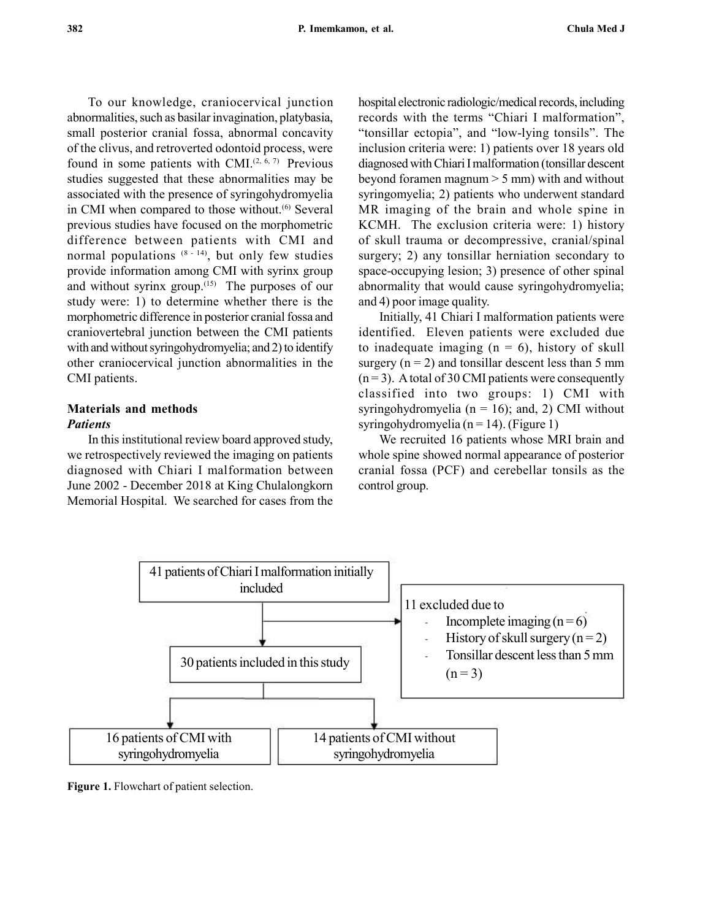To our knowledge, craniocervical junction abnormalities, such as basilar invagination, platybasia, small posterior cranial fossa, abnormal concavity of the clivus, and retroverted odontoid process, were found in some patients with CMI.[2, 6, 7] Previous studies suggested that these abnormalities may be associated with the presence of syringohydromyelia in CMI when compared to those without.[6] Several previous studies have focused on the morphometric difference between patients with CMI and normal populations [8 - 14], but only few studies provide information among CMI with syrinx group and without syrinx group.[15] The purposes of our study were: 1) to determine whether there is the morphometric difference in posterior cranial fossa and craniovertebral junction between the CMI patients with and without syringohydromyelia; and 2) to identify other craniocervical junction abnormalities in the CMI patients.

## Materials and methods

### *Patients*

In this institutional review board approved study, we retrospectively reviewed the imaging on patients diagnosed with Chiari I malformation between June 2002 - December 2018 at King Chulalongkorn Memorial Hospital. We searched for cases from the hospital electronic radiologic/medical records, including records with the terms "Chiari I malformation", "tonsillar ectopia", and "low-lying tonsils". The inclusion criteria were: 1) patients over 18 years old diagnosed with Chiari I malformation (tonsillar descent beyond foramen magnum > 5 mm) with and without syringomyelia; 2) patients who underwent standard MR imaging of the brain and whole spine in KCMH. The exclusion criteria were: 1) history of skull trauma or decompressive, cranial/spinal surgery; 2) any tonsillar herniation secondary to space-occupying lesion; 3) presence of other spinal abnormality that would cause syringohydromyelia; and 4) poor image quality.

Initially, 41 Chiari I malformation patients were identified. Eleven patients were excluded due to inadequate imaging (n = 6), history of skull surgery (n = 2) and tonsillar descent less than 5 mm (n = 3). A total of 30 CMI patients were consequently classified into two groups: 1) CMI with syringohydromyelia (n = 16); and, 2) CMI without syringohydromyelia (n = 14). (Figure 1)

We recruited 16 patients whose MRI brain and whole spine showed normal appearance of posterior cranial fossa (PCF) and cerebellar tonsils as the control group.

41 patients of Chiari I malformation initially included

11 excluded due to
- Incomplete imaging (n = 6)
- History of skull surgery (n = 2)
- Tonsillar descent less than 5 mm (n = 3)

30 patients included in this study

16 patients of CMI with syringohydromyelia | 14 patients of CMI without syringohydromyelia

**Figure 1.** Flowchart of patient selection.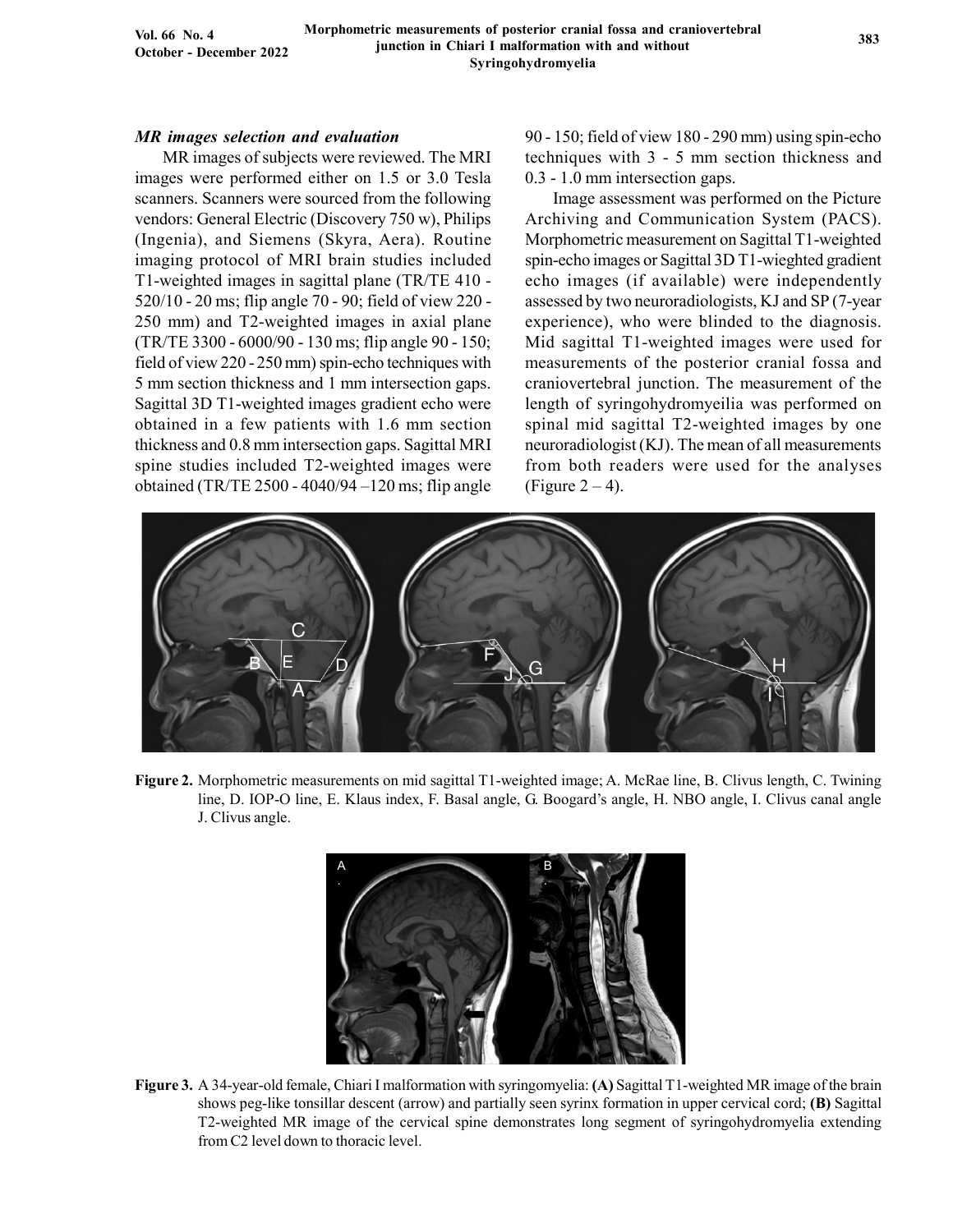### *MR images selection and evaluation*

MR images of subjects were reviewed. The MRI images were performed either on 1.5 or 3.0 Tesla scanners. Scanners were sourced from the following vendors: General Electric (Discovery 750 w), Philips (Ingenia), and Siemens (Skyra, Aera). Routine imaging protocol of MRI brain studies included T1-weighted images in sagittal plane (TR/TE 410 - 520/10 - 20 ms; flip angle 70 - 90; field of view 220 - 250 mm) and T2-weighted images in axial plane (TR/TE 3300 - 6000/90 - 130 ms; flip angle 90 - 150; field of view 220 - 250 mm) spin-echo techniques with 5 mm section thickness and 1 mm intersection gaps. Sagittal 3D T1-weighted images gradient echo were obtained in a few patients with 1.6 mm section thickness and 0.8 mm intersection gaps. Sagittal MRI spine studies included T2-weighted images were obtained (TR/TE 2500 - 4040/94 –120 ms; flip angle 90 - 150; field of view 180 - 290 mm) using spin-echo techniques with 3 - 5 mm section thickness and 0.3 - 1.0 mm intersection gaps.

Image assessment was performed on the Picture Archiving and Communication System (PACS). Morphometric measurement on Sagittal T1-weighted spin-echo images or Sagittal 3D T1-wieghted gradient echo images (if available) were independently assessed by two neuroradiologists, KJ and SP (7-year experience), who were blinded to the diagnosis. Mid sagittal T1-weighted images were used for measurements of the posterior cranial fossa and craniovertebral junction. The measurement of the length of syringohydromyeilia was performed on spinal mid sagittal T2-weighted images by one neuroradiologist (KJ). The mean of all measurements from both readers were used for the analyses (Figure 2 – 4).

**Figure 2.** Morphometric measurements on mid sagittal T1-weighted image; A. McRae line, B. Clivus length, C. Twining line, D. IOP-O line, E. Klaus index, F. Basal angle, G. Boogard's angle, H. NBO angle, I. Clivus canal angle J. Clivus angle.

**Figure 3.** A 34-year-old female, Chiari I malformation with syringomyelia: **(A)** Sagittal T1-weighted MR image of the brain shows peg-like tonsillar descent (arrow) and partially seen syrinx formation in upper cervical cord; **(B)** Sagittal T2-weighted MR image of the cervical spine demonstrates long segment of syringohydromyelia extending from C2 level down to thoracic level.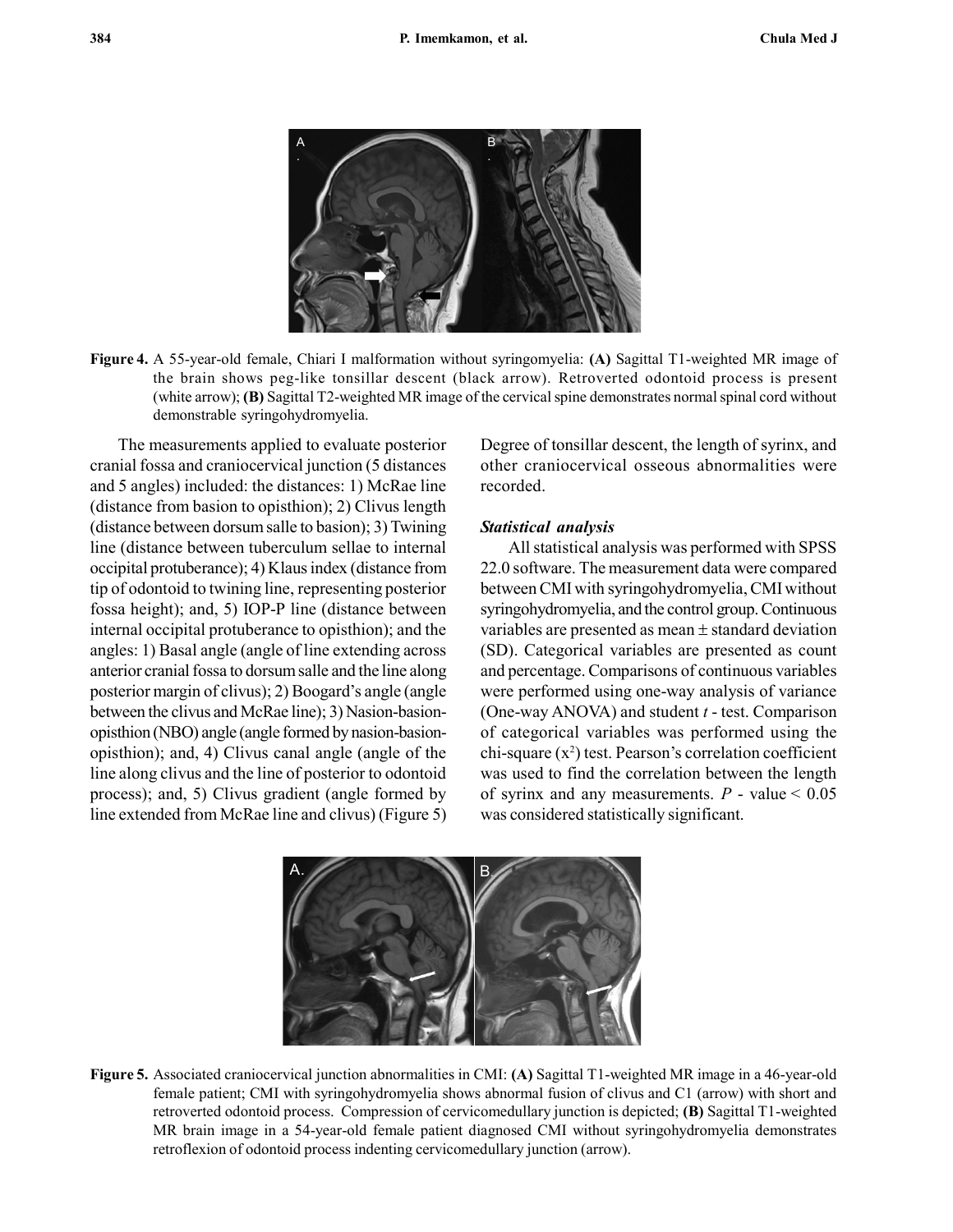**Figure 4.** A 55-year-old female, Chiari I malformation without syringomyelia: **(A)** Sagittal T1-weighted MR image of the brain shows peg-like tonsillar descent (black arrow). Retroverted odontoid process is present (white arrow); **(B)** Sagittal T2-weighted MR image of the cervical spine demonstrates normal spinal cord without demonstrable syringohydromyelia.

The measurements applied to evaluate posterior cranial fossa and craniocervical junction (5 distances and 5 angles) included: the distances: 1) McRae line (distance from basion to opisthion); 2) Clivus length (distance between dorsum salle to basion); 3) Twining line (distance between tuberculum sellae to internal occipital protuberance); 4) Klaus index (distance from tip of odontoid to twining line, representing posterior fossa height); and, 5) IOP-P line (distance between internal occipital protuberance to opisthion); and the angles: 1) Basal angle (angle of line extending across anterior cranial fossa to dorsum salle and the line along posterior margin of clivus); 2) Boogard's angle (angle between the clivus and McRae line); 3) Nasion-basion-opisthion (NBO) angle (angle formed by nasion-basion-opisthion); and, 4) Clivus canal angle (angle of the line along clivus and the line of posterior to odontoid process); and, 5) Clivus gradient (angle formed by line extended from McRae line and clivus) (Figure 5) Degree of tonsillar descent, the length of syrinx, and other craniocervical osseous abnormalities were recorded.

### *Statistical analysis*

All statistical analysis was performed with SPSS 22.0 software. The measurement data were compared between CMI with syringohydromyelia, CMI without syringohydromyelia, and the control group. Continuous variables are presented as mean ± standard deviation (SD). Categorical variables are presented as count and percentage. Comparisons of continuous variables were performed using one-way analysis of variance (One-way ANOVA) and student *t* - test. Comparison of categorical variables was performed using the chi-square ($x^2$) test. Pearson's correlation coefficient was used to find the correlation between the length of syrinx and any measurements. $P$ - value < 0.05 was considered statistically significant.

**Figure 5.** Associated craniocervical junction abnormalities in CMI: **(A)** Sagittal T1-weighted MR image in a 46-year-old female patient; CMI with syringohydromyelia shows abnormal fusion of clivus and C1 (arrow) with short and retroverted odontoid process. Compression of cervicomedullary junction is depicted; **(B)** Sagittal T1-weighted MR brain image in a 54-year-old female patient diagnosed CMI without syringohydromyelia demonstrates retroflexion of odontoid process indenting cervicomedullary junction (arrow).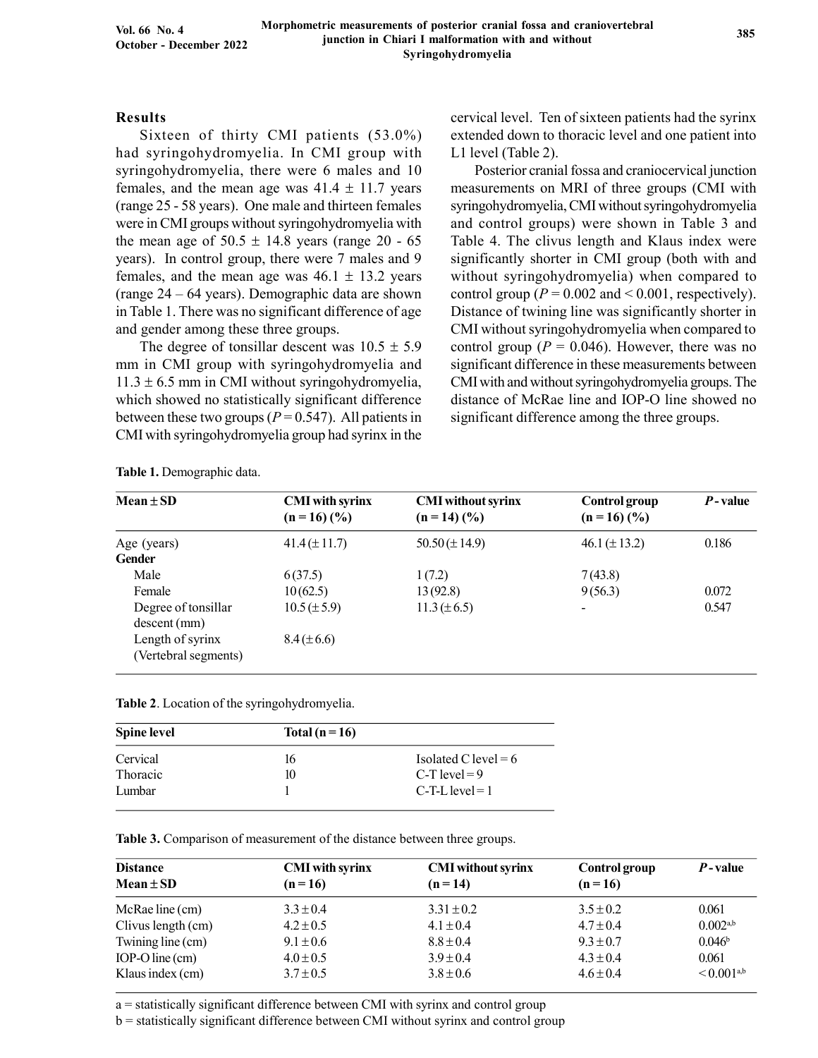## Results

Sixteen of thirty CMI patients (53.0%) had syringohydromyelia. In CMI group with syringohydromyelia, there were 6 males and 10 females, and the mean age was 41.4 ± 11.7 years (range 25 - 58 years). One male and thirteen females were in CMI groups without syringohydromyelia with the mean age of 50.5 ± 14.8 years (range 20 - 65 years). In control group, there were 7 males and 9 females, and the mean age was 46.1 ± 13.2 years (range 24 – 64 years). Demographic data are shown in Table 1. There was no significant difference of age and gender among these three groups.

The degree of tonsillar descent was 10.5 ± 5.9 mm in CMI group with syringohydromyelia and 11.3 ± 6.5 mm in CMI without syringohydromyelia, which showed no statistically significant difference between these two groups (*P* = 0.547). All patients in CMI with syringohydromyelia group had syrinx in the cervical level. Ten of sixteen patients had the syrinx extended down to thoracic level and one patient into L1 level (Table 2).

Posterior cranial fossa and craniocervical junction measurements on MRI of three groups (CMI with syringohydromyelia, CMI without syringohydromyelia and control groups) were shown in Table 3 and Table 4. The clivus length and Klaus index were significantly shorter in CMI group (both with and without syringohydromyelia) when compared to control group (*P* = 0.002 and < 0.001, respectively). Distance of twining line was significantly shorter in CMI without syringohydromyelia when compared to control group (*P* = 0.046). However, there was no significant difference in these measurements between CMI with and without syringohydromyelia groups. The distance of McRae line and IOP-O line showed no significant difference among the three groups.

**Table 1.** Demographic data.

| Mean ± SD | CMI with syrinx (n = 16) (%) | CMI without syrinx (n = 14) (%) | Control group (n = 16) (%) | *P* - value |
|---|---|---|---|---|
| Age (years) | 41.4 (± 11.7) | 50.50 (± 14.9) | 46.1 (± 13.2) | 0.186 |
| **Gender** | | | | |
| Male | 6 (37.5) | 1 (7.2) | 7 (43.8) | |
| Female | 10 (62.5) | 13 (92.8) | 9 (56.3) | 0.072 |
| Degree of tonsillar descent (mm) | 10.5 (± 5.9) | 11.3 (± 6.5) | - | 0.547 |
| Length of syrinx (Vertebral segments) | 8.4 (± 6.6) | | | |

**Table 2**. Location of the syringohydromyelia.

| Spine level | Total (n = 16) | |
|---|---|---|
| Cervical | 16 | Isolated C level = 6 |
| Thoracic | 10 | C-T level = 9 |
| Lumbar | 1 | C-T-L level = 1 |

**Table 3.** Comparison of measurement of the distance between three groups.

| Distance Mean ± SD | CMI with syrinx (n = 16) | CMI without syrinx (n = 14) | Control group (n = 16) | *P* - value |
|---|---|---|---|---|
| McRae line (cm) | 3.3 ± 0.4 | 3.31 ± 0.2 | 3.5 ± 0.2 | 0.061 |
| Clivus length (cm) | 4.2 ± 0.5 | 4.1 ± 0.4 | 4.7 ± 0.4 | 0.002[a,b] |
| Twining line (cm) | 9.1 ± 0.6 | 8.8 ± 0.4 | 9.3 ± 0.7 | 0.046[b] |
| IOP-O line (cm) | 4.0 ± 0.5 | 3.9 ± 0.4 | 4.3 ± 0.4 | 0.061 |
| Klaus index (cm) | 3.7 ± 0.5 | 3.8 ± 0.6 | 4.6 ± 0.4 | < 0.001[a,b] |

a = statistically significant difference between CMI with syrinx and control group
b = statistically significant difference between CMI without syrinx and control group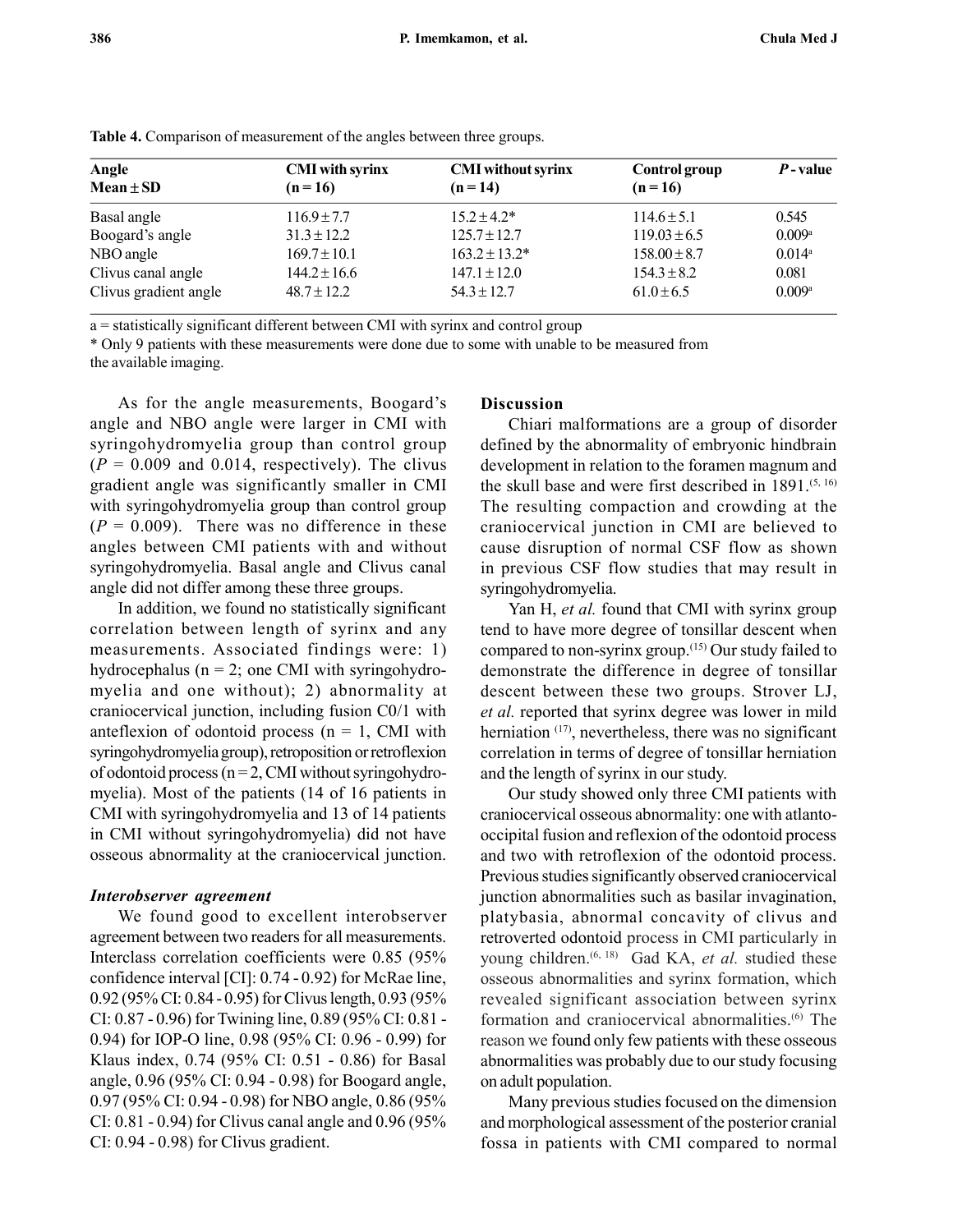**Table 4.** Comparison of measurement of the angles between three groups.

| Angle<br>Mean ± SD | CMI with syrinx<br>(n = 16) | CMI without syrinx<br>(n = 14) | Control group<br>(n = 16) | *P* - value |
|---|---|---|---|---|
| Basal angle | 116.9 ± 7.7 | 15.2 ± 4.2* | 114.6 ± 5.1 | 0.545 |
| Boogard's angle | 31.3 ± 12.2 | 125.7 ± 12.7 | 119.03 ± 6.5 | 0.009[a] |
| NBO angle | 169.7 ± 10.1 | 163.2 ± 13.2* | 158.00 ± 8.7 | 0.014[a] |
| Clivus canal angle | 144.2 ± 16.6 | 147.1 ± 12.0 | 154.3 ± 8.2 | 0.081 |
| Clivus gradient angle | 48.7 ± 12.2 | 54.3 ± 12.7 | 61.0 ± 6.5 | 0.009[a] |

a = statistically significant different between CMI with syrinx and control group

\* Only 9 patients with these measurements were done due to some with unable to be measured from the available imaging.

As for the angle measurements, Boogard's angle and NBO angle were larger in CMI with syringohydromyelia group than control group ($P$ = 0.009 and 0.014, respectively). The clivus gradient angle was significantly smaller in CMI with syringohydromyelia group than control group ($P$ = 0.009). There was no difference in these angles between CMI patients with and without syringohydromyelia. Basal angle and Clivus canal angle did not differ among these three groups.

In addition, we found no statistically significant correlation between length of syrinx and any measurements. Associated findings were: 1) hydrocephalus (n = 2; one CMI with syringohydromyelia and one without); 2) abnormality at craniocervical junction, including fusion C0/1 with anteflexion of odontoid process (n = 1, CMI with syringohydromyelia group), retroposition or retroflexion of odontoid process (n = 2, CMI without syringohydromyelia). Most of the patients (14 of 16 patients in CMI with syringohydromyelia and 13 of 14 patients in CMI without syringohydromyelia) did not have osseous abnormality at the craniocervical junction.

### *Interobserver agreement*

We found good to excellent interobserver agreement between two readers for all measurements. Interclass correlation coefficients were 0.85 (95% confidence interval [CI]: 0.74 - 0.92) for McRae line, 0.92 (95% CI: 0.84 - 0.95) for Clivus length, 0.93 (95% CI: 0.87 - 0.96) for Twining line, 0.89 (95% CI: 0.81 - 0.94) for IOP-O line, 0.98 (95% CI: 0.96 - 0.99) for Klaus index, 0.74 (95% CI: 0.51 - 0.86) for Basal angle, 0.96 (95% CI: 0.94 - 0.98) for Boogard angle, 0.97 (95% CI: 0.94 - 0.98) for NBO angle, 0.86 (95% CI: 0.81 - 0.94) for Clivus canal angle and 0.96 (95% CI: 0.94 - 0.98) for Clivus gradient.

## Discussion

Chiari malformations are a group of disorder defined by the abnormality of embryonic hindbrain development in relation to the foramen magnum and the skull base and were first described in 1891.[5, 16] The resulting compaction and crowding at the craniocervical junction in CMI are believed to cause disruption of normal CSF flow as shown in previous CSF flow studies that may result in syringohydromyelia.

Yan H, *et al.* found that CMI with syrinx group tend to have more degree of tonsillar descent when compared to non-syrinx group.[15] Our study failed to demonstrate the difference in degree of tonsillar descent between these two groups. Strover LJ, *et al.* reported that syrinx degree was lower in mild herniation [17], nevertheless, there was no significant correlation in terms of degree of tonsillar herniation and the length of syrinx in our study.

Our study showed only three CMI patients with craniocervical osseous abnormality: one with atlanto-occipital fusion and reflexion of the odontoid process and two with retroflexion of the odontoid process. Previous studies significantly observed craniocervical junction abnormalities such as basilar invagination, platybasia, abnormal concavity of clivus and retroverted odontoid process in CMI particularly in young children.[6, 18] Gad KA, *et al.* studied these osseous abnormalities and syrinx formation, which revealed significant association between syrinx formation and craniocervical abnormalities.[6] The reason we found only few patients with these osseous abnormalities was probably due to our study focusing on adult population.

Many previous studies focused on the dimension and morphological assessment of the posterior cranial fossa in patients with CMI compared to normal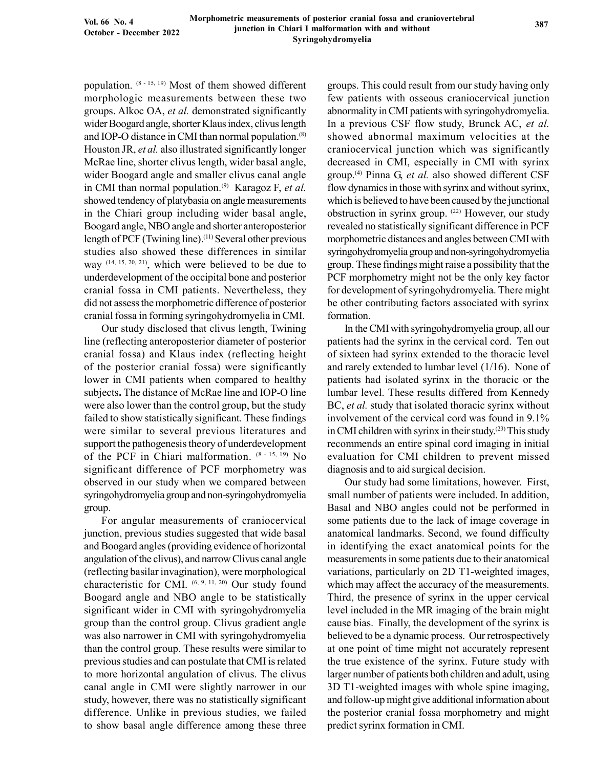population. [8 - 15, 19] Most of them showed different morphologic measurements between these two groups. Alkoc OA, *et al.* demonstrated significantly wider Boogard angle, shorter Klaus index, clivus length and IOP-O distance in CMI than normal population.[8] Houston JR, *et al.* also illustrated significantly longer McRae line, shorter clivus length, wider basal angle, wider Boogard angle and smaller clivus canal angle in CMI than normal population.[9] Karagoz F, *et al.* showed tendency of platybasia on angle measurements in the Chiari group including wider basal angle, Boogard angle, NBO angle and shorter anteroposterior length of PCF (Twining line).[11] Several other previous studies also showed these differences in similar way [14, 15, 20, 21], which were believed to be due to underdevelopment of the occipital bone and posterior cranial fossa in CMI patients. Nevertheless, they did not assess the morphometric difference of posterior cranial fossa in forming syringohydromyelia in CMI.

Our study disclosed that clivus length, Twining line (reflecting anteroposterior diameter of posterior cranial fossa) and Klaus index (reflecting height of the posterior cranial fossa) were significantly lower in CMI patients when compared to healthy subjects**.** The distance of McRae line and IOP-O line were also lower than the control group, but the study failed to show statistically significant. These findings were similar to several previous literatures and support the pathogenesis theory of underdevelopment of the PCF in Chiari malformation. [8 - 15, 19] No significant difference of PCF morphometry was observed in our study when we compared between syringohydromyelia group and non-syringohydromyelia group.

For angular measurements of craniocervical junction, previous studies suggested that wide basal and Boogard angles (providing evidence of horizontal angulation of the clivus), and narrow Clivus canal angle (reflecting basilar invagination), were morphological characteristic for CMI. [6, 9, 11, 20] Our study found Boogard angle and NBO angle to be statistically significant wider in CMI with syringohydromyelia group than the control group. Clivus gradient angle was also narrower in CMI with syringohydromyelia than the control group. These results were similar to previous studies and can postulate that CMI is related to more horizontal angulation of clivus. The clivus canal angle in CMI were slightly narrower in our study, however, there was no statistically significant difference. Unlike in previous studies, we failed to show basal angle difference among these three groups. This could result from our study having only few patients with osseous craniocervical junction abnormality in CMI patients with syringohydromyelia. In a previous CSF flow study, Brunck AC, *et al.* showed abnormal maximum velocities at the craniocervical junction which was significantly decreased in CMI, especially in CMI with syrinx group.[4] Pinna G, *et al.* also showed different CSF flow dynamics in those with syrinx and without syrinx, which is believed to have been caused by the junctional obstruction in syrinx group. [22] However, our study revealed no statistically significant difference in PCF morphometric distances and angles between CMI with syringohydromyelia group and non-syringohydromyelia group. These findings might raise a possibility that the PCF morphometry might not be the only key factor for development of syringohydromyelia. There might be other contributing factors associated with syrinx formation.

In the CMI with syringohydromyelia group, all our patients had the syrinx in the cervical cord. Ten out of sixteen had syrinx extended to the thoracic level and rarely extended to lumbar level (1/16). None of patients had isolated syrinx in the thoracic or the lumbar level. These results differed from Kennedy BC, *et al.* study that isolated thoracic syrinx without involvement of the cervical cord was found in 9.1% in CMI children with syrinx in their study.[23] This study recommends an entire spinal cord imaging in initial evaluation for CMI children to prevent missed diagnosis and to aid surgical decision.

Our study had some limitations, however. First, small number of patients were included. In addition, Basal and NBO angles could not be performed in some patients due to the lack of image coverage in anatomical landmarks. Second, we found difficulty in identifying the exact anatomical points for the measurements in some patients due to their anatomical variations, particularly on 2D T1-weighted images, which may affect the accuracy of the measurements. Third, the presence of syrinx in the upper cervical level included in the MR imaging of the brain might cause bias. Finally, the development of the syrinx is believed to be a dynamic process. Our retrospectively at one point of time might not accurately represent the true existence of the syrinx. Future study with larger number of patients both children and adult, using 3D T1-weighted images with whole spine imaging, and follow-up might give additional information about the posterior cranial fossa morphometry and might predict syrinx formation in CMI.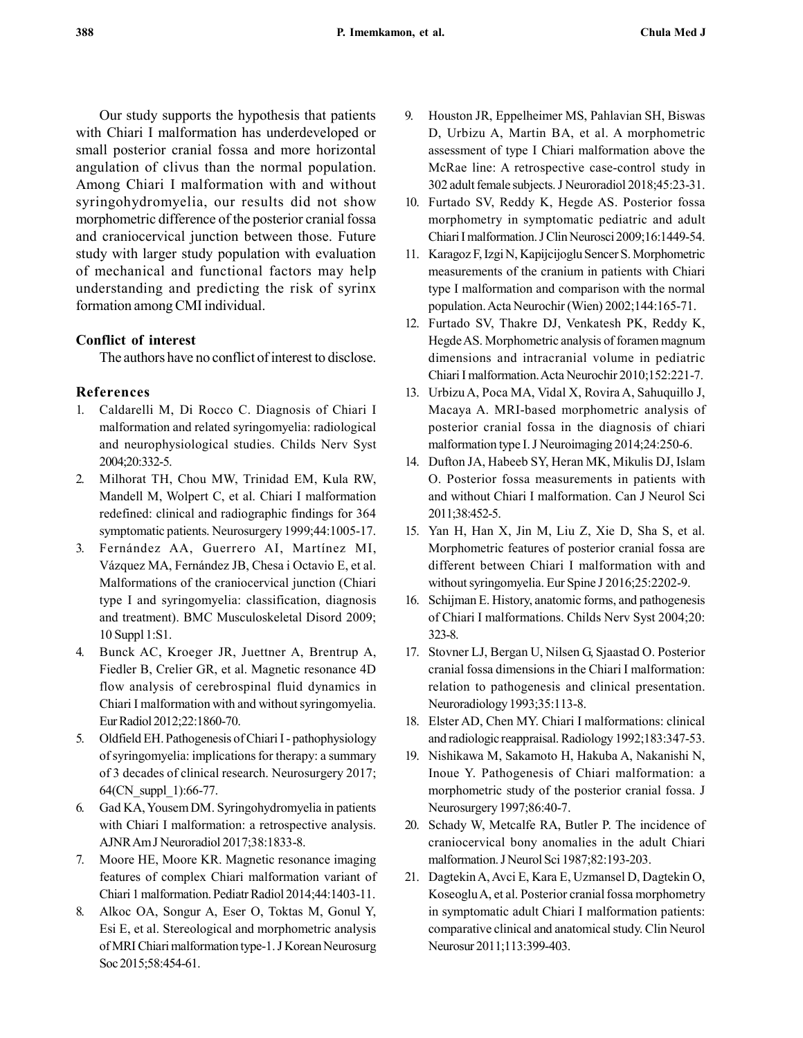Our study supports the hypothesis that patients with Chiari I malformation has underdeveloped or small posterior cranial fossa and more horizontal angulation of clivus than the normal population. Among Chiari I malformation with and without syringohydromyelia, our results did not show morphometric difference of the posterior cranial fossa and craniocervical junction between those. Future study with larger study population with evaluation of mechanical and functional factors may help understanding and predicting the risk of syrinx formation among CMI individual.

### Conflict of interest

The authors have no conflict of interest to disclose.

### References

1. Caldarelli M, Di Rocco C. Diagnosis of Chiari I malformation and related syringomyelia: radiological and neurophysiological studies. Childs Nerv Syst 2004;20:332-5.
2. Milhorat TH, Chou MW, Trinidad EM, Kula RW, Mandell M, Wolpert C, et al. Chiari I malformation redefined: clinical and radiographic findings for 364 symptomatic patients. Neurosurgery 1999;44:1005-17.
3. Fernández AA, Guerrero AI, Martínez MI, Vázquez MA, Fernández JB, Chesa i Octavio E, et al. Malformations of the craniocervical junction (Chiari type I and syringomyelia: classification, diagnosis and treatment). BMC Musculoskeletal Disord 2009; 10 Suppl 1:S1.
4. Bunck AC, Kroeger JR, Juettner A, Brentrup A, Fiedler B, Crelier GR, et al. Magnetic resonance 4D flow analysis of cerebrospinal fluid dynamics in Chiari I malformation with and without syringomyelia. Eur Radiol 2012;22:1860-70.
5. Oldfield EH. Pathogenesis of Chiari I - pathophysiology of syringomyelia: implications for therapy: a summary of 3 decades of clinical research. Neurosurgery 2017; 64(CN_suppl_1):66-77.
6. Gad KA, Yousem DM. Syringohydromyelia in patients with Chiari I malformation: a retrospective analysis. AJNR Am J Neuroradiol 2017;38:1833-8.
7. Moore HE, Moore KR. Magnetic resonance imaging features of complex Chiari malformation variant of Chiari 1 malformation. Pediatr Radiol 2014;44:1403-11.
8. Alkoc OA, Songur A, Eser O, Toktas M, Gonul Y, Esi E, et al. Stereological and morphometric analysis of MRI Chiari malformation type-1. J Korean Neurosurg Soc 2015;58:454-61.
9. Houston JR, Eppelheimer MS, Pahlavian SH, Biswas D, Urbizu A, Martin BA, et al. A morphometric assessment of type I Chiari malformation above the McRae line: A retrospective case-control study in 302 adult female subjects. J Neuroradiol 2018;45:23-31.
10. Furtado SV, Reddy K, Hegde AS. Posterior fossa morphometry in symptomatic pediatric and adult Chiari I malformation. J Clin Neurosci 2009;16:1449-54.
11. Karagoz F, Izgi N, Kapijcijoglu Sencer S. Morphometric measurements of the cranium in patients with Chiari type I malformation and comparison with the normal population. Acta Neurochir (Wien) 2002;144:165-71.
12. Furtado SV, Thakre DJ, Venkatesh PK, Reddy K, Hegde AS. Morphometric analysis of foramen magnum dimensions and intracranial volume in pediatric Chiari I malformation. Acta Neurochir 2010;152:221-7.
13. Urbizu A, Poca MA, Vidal X, Rovira A, Sahuquillo J, Macaya A. MRI-based morphometric analysis of posterior cranial fossa in the diagnosis of chiari malformation type I. J Neuroimaging 2014;24:250-6.
14. Dufton JA, Habeeb SY, Heran MK, Mikulis DJ, Islam O. Posterior fossa measurements in patients with and without Chiari I malformation. Can J Neurol Sci 2011;38:452-5.
15. Yan H, Han X, Jin M, Liu Z, Xie D, Sha S, et al. Morphometric features of posterior cranial fossa are different between Chiari I malformation with and without syringomyelia. Eur Spine J 2016;25:2202-9.
16. Schijman E. History, anatomic forms, and pathogenesis of Chiari I malformations. Childs Nerv Syst 2004;20: 323-8.
17. Stovner LJ, Bergan U, Nilsen G, Sjaastad O. Posterior cranial fossa dimensions in the Chiari I malformation: relation to pathogenesis and clinical presentation. Neuroradiology 1993;35:113-8.
18. Elster AD, Chen MY. Chiari I malformations: clinical and radiologic reappraisal. Radiology 1992;183:347-53.
19. Nishikawa M, Sakamoto H, Hakuba A, Nakanishi N, Inoue Y. Pathogenesis of Chiari malformation: a morphometric study of the posterior cranial fossa. J Neurosurgery 1997;86:40-7.
20. Schady W, Metcalfe RA, Butler P. The incidence of craniocervical bony anomalies in the adult Chiari malformation. J Neurol Sci 1987;82:193-203.
21. Dagtekin A, Avci E, Kara E, Uzmansel D, Dagtekin O, Koseoglu A, et al. Posterior cranial fossa morphometry in symptomatic adult Chiari I malformation patients: comparative clinical and anatomical study. Clin Neurol Neurosur 2011;113:399-403.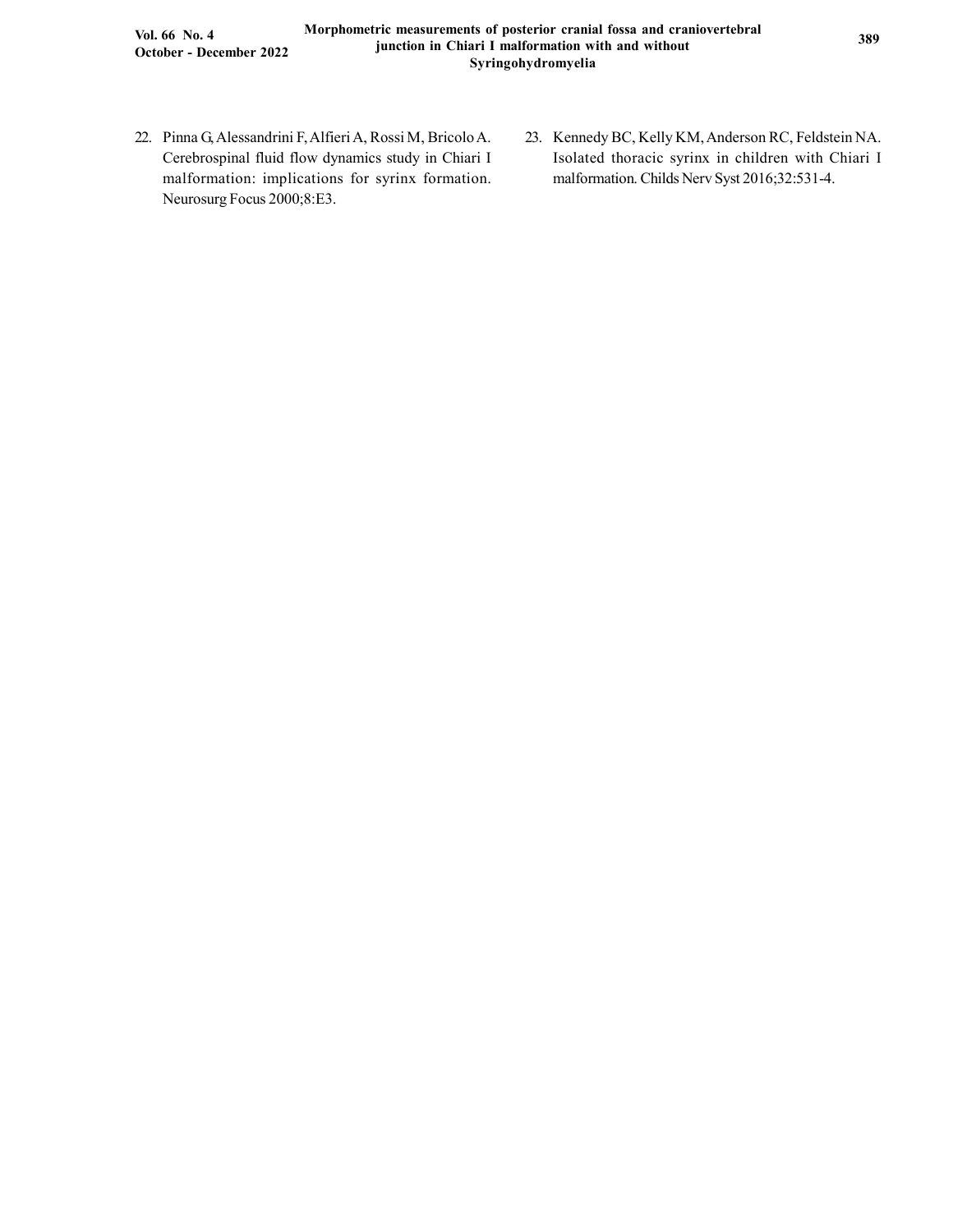22. Pinna G, Alessandrini F, Alfieri A, Rossi M, Bricolo A. Cerebrospinal fluid flow dynamics study in Chiari I malformation: implications for syrinx formation. Neurosurg Focus 2000;8:E3.
23. Kennedy BC, Kelly KM, Anderson RC, Feldstein NA. Isolated thoracic syrinx in children with Chiari I malformation. Childs Nerv Syst 2016;32:531-4.